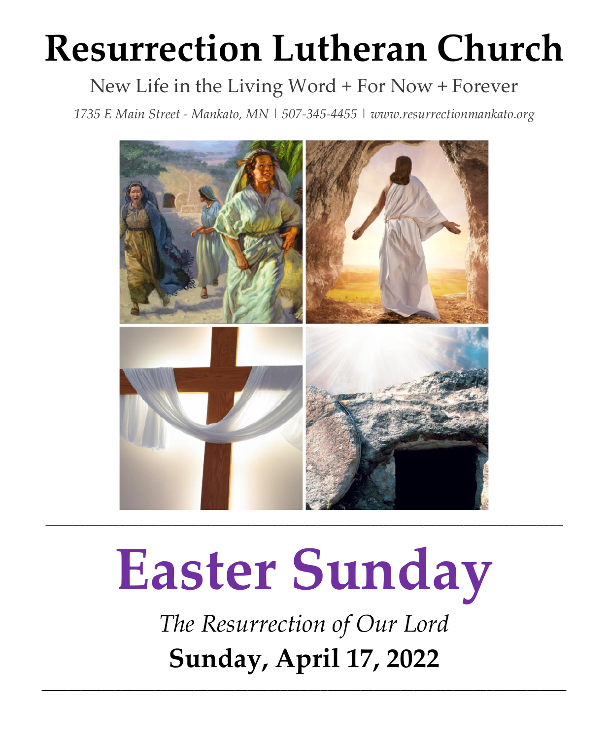# Resurrection Lutheran Church

New Life in the Living Word + For Now + Forever

*1735 E Main Street - Mankato, MN | 507-345-4455 | www.resurrectionmankato.org*

---

# Easter Sunday

*The Resurrection of Our Lord*

**Sunday, April 17, 2022**

---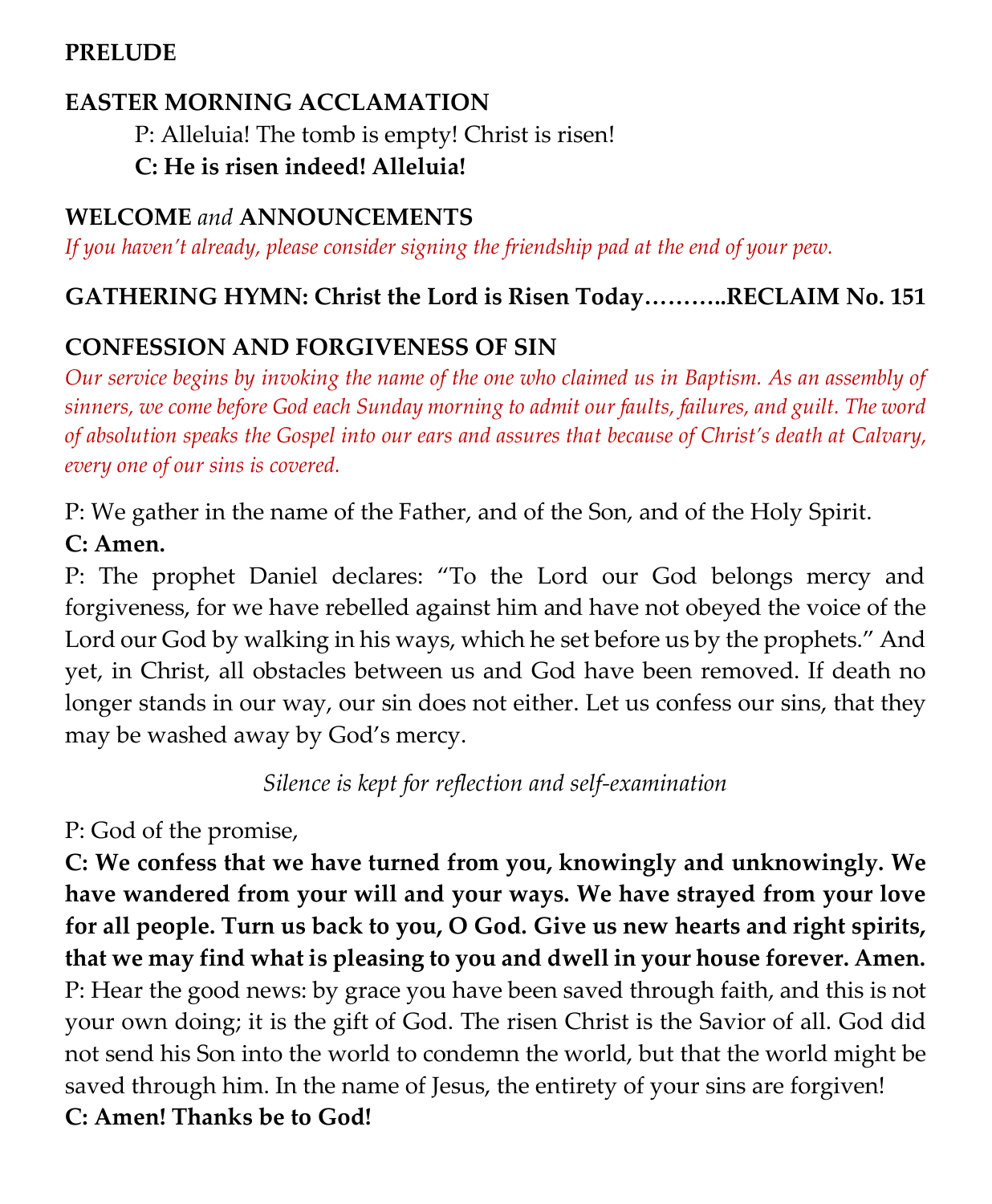**PRELUDE**

**EASTER MORNING ACCLAMATION**

P: Alleluia! The tomb is empty! Christ is risen!

**C: He is risen indeed! Alleluia!**

**WELCOME** *and* **ANNOUNCEMENTS**

*If you haven't already, please consider signing the friendship pad at the end of your pew.*

**GATHERING HYMN: Christ the Lord is Risen Today……….RECLAIM No. 151**

**CONFESSION AND FORGIVENESS OF SIN**

*Our service begins by invoking the name of the one who claimed us in Baptism. As an assembly of sinners, we come before God each Sunday morning to admit our faults, failures, and guilt. The word of absolution speaks the Gospel into our ears and assures that because of Christ's death at Calvary, every one of our sins is covered.*

P: We gather in the name of the Father, and of the Son, and of the Holy Spirit.

**C: Amen.**

P: The prophet Daniel declares: "To the Lord our God belongs mercy and forgiveness, for we have rebelled against him and have not obeyed the voice of the Lord our God by walking in his ways, which he set before us by the prophets." And yet, in Christ, all obstacles between us and God have been removed. If death no longer stands in our way, our sin does not either. Let us confess our sins, that they may be washed away by God's mercy.

*Silence is kept for reflection and self-examination*

P: God of the promise,

**C: We confess that we have turned from you, knowingly and unknowingly. We have wandered from your will and your ways. We have strayed from your love for all people. Turn us back to you, O God. Give us new hearts and right spirits, that we may find what is pleasing to you and dwell in your house forever. Amen.**

P: Hear the good news: by grace you have been saved through faith, and this is not your own doing; it is the gift of God. The risen Christ is the Savior of all. God did not send his Son into the world to condemn the world, but that the world might be saved through him. In the name of Jesus, the entirety of your sins are forgiven!

**C: Amen! Thanks be to God!**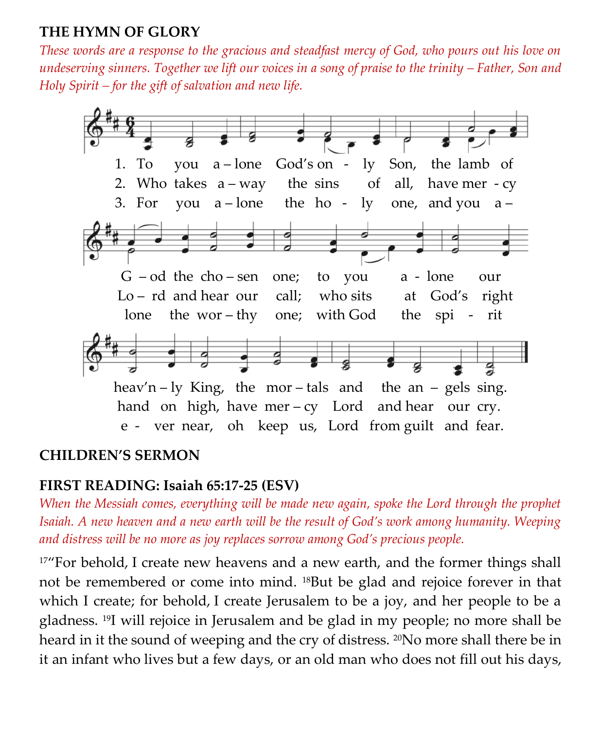**THE HYMN OF GLORY**

*These words are a response to the gracious and steadfast mercy of God, who pours out his love on undeserving sinners. Together we lift our voices in a song of praise to the trinity – Father, Son and Holy Spirit – for the gift of salvation and new life.*

1. To you a – lone God's on - ly Son, the lamb of G – od the cho – sen one; to you a - lone our heav'n – ly King, the mor – tals and the an – gels sing.
2. Who takes a – way the sins of all, have mer - cy Lo – rd and hear our call; who sits at God's right hand on high, have mer – cy Lord and hear our cry.
3. For you a – lone the ho - ly one, and you a – lone the wor – thy one; with God the spi - rit e - ver near, oh keep us, Lord from guilt and fear.

**CHILDREN'S SERMON**

**FIRST READING: Isaiah 65:17-25 (ESV)**

*When the Messiah comes, everything will be made new again, spoke the Lord through the prophet Isaiah. A new heaven and a new earth will be the result of God's work among humanity. Weeping and distress will be no more as joy replaces sorrow among God's precious people.*

[17]"For behold, I create new heavens and a new earth, and the former things shall not be remembered or come into mind. [18]But be glad and rejoice forever in that which I create; for behold, I create Jerusalem to be a joy, and her people to be a gladness. [19]I will rejoice in Jerusalem and be glad in my people; no more shall be heard in it the sound of weeping and the cry of distress. [20]No more shall there be in it an infant who lives but a few days, or an old man who does not fill out his days,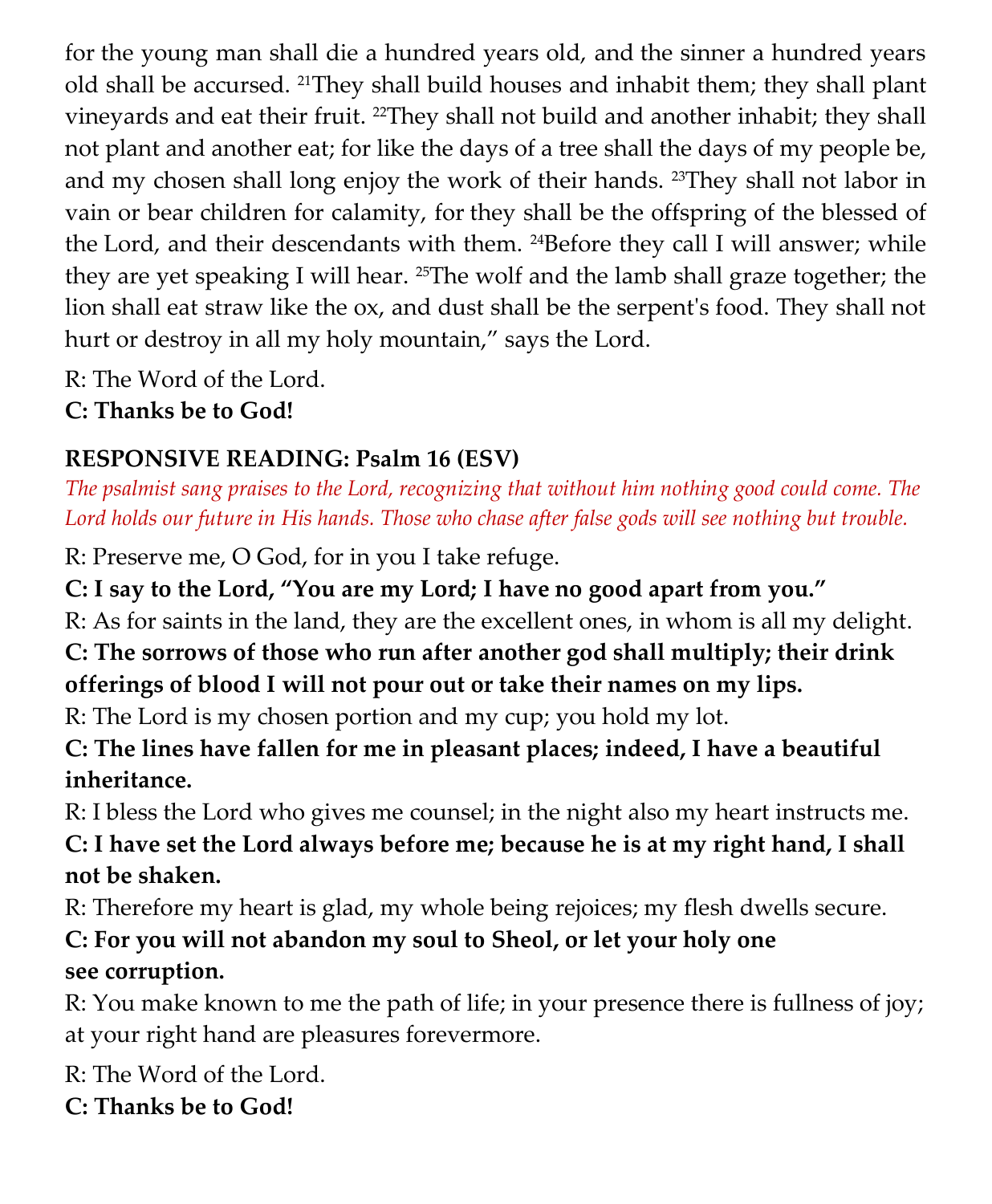for the young man shall die a hundred years old, and the sinner a hundred years old shall be accursed. [21]They shall build houses and inhabit them; they shall plant vineyards and eat their fruit. [22]They shall not build and another inhabit; they shall not plant and another eat; for like the days of a tree shall the days of my people be, and my chosen shall long enjoy the work of their hands. [23]They shall not labor in vain or bear children for calamity, for they shall be the offspring of the blessed of the Lord, and their descendants with them. [24]Before they call I will answer; while they are yet speaking I will hear. [25]The wolf and the lamb shall graze together; the lion shall eat straw like the ox, and dust shall be the serpent's food. They shall not hurt or destroy in all my holy mountain," says the Lord.

R: The Word of the Lord.
**C: Thanks be to God!**

**RESPONSIVE READING: Psalm 16 (ESV)**

*The psalmist sang praises to the Lord, recognizing that without him nothing good could come. The Lord holds our future in His hands. Those who chase after false gods will see nothing but trouble.*

R: Preserve me, O God, for in you I take refuge.
**C: I say to the Lord, "You are my Lord; I have no good apart from you."**
R: As for saints in the land, they are the excellent ones, in whom is all my delight.
**C: The sorrows of those who run after another god shall multiply; their drink offerings of blood I will not pour out or take their names on my lips.**
R: The Lord is my chosen portion and my cup; you hold my lot.
**C: The lines have fallen for me in pleasant places; indeed, I have a beautiful inheritance.**
R: I bless the Lord who gives me counsel; in the night also my heart instructs me.
**C: I have set the Lord always before me; because he is at my right hand, I shall not be shaken.**
R: Therefore my heart is glad, my whole being rejoices; my flesh dwells secure.
**C: For you will not abandon my soul to Sheol, or let your holy one see corruption.**
R: You make known to me the path of life; in your presence there is fullness of joy; at your right hand are pleasures forevermore.

R: The Word of the Lord.
**C: Thanks be to God!**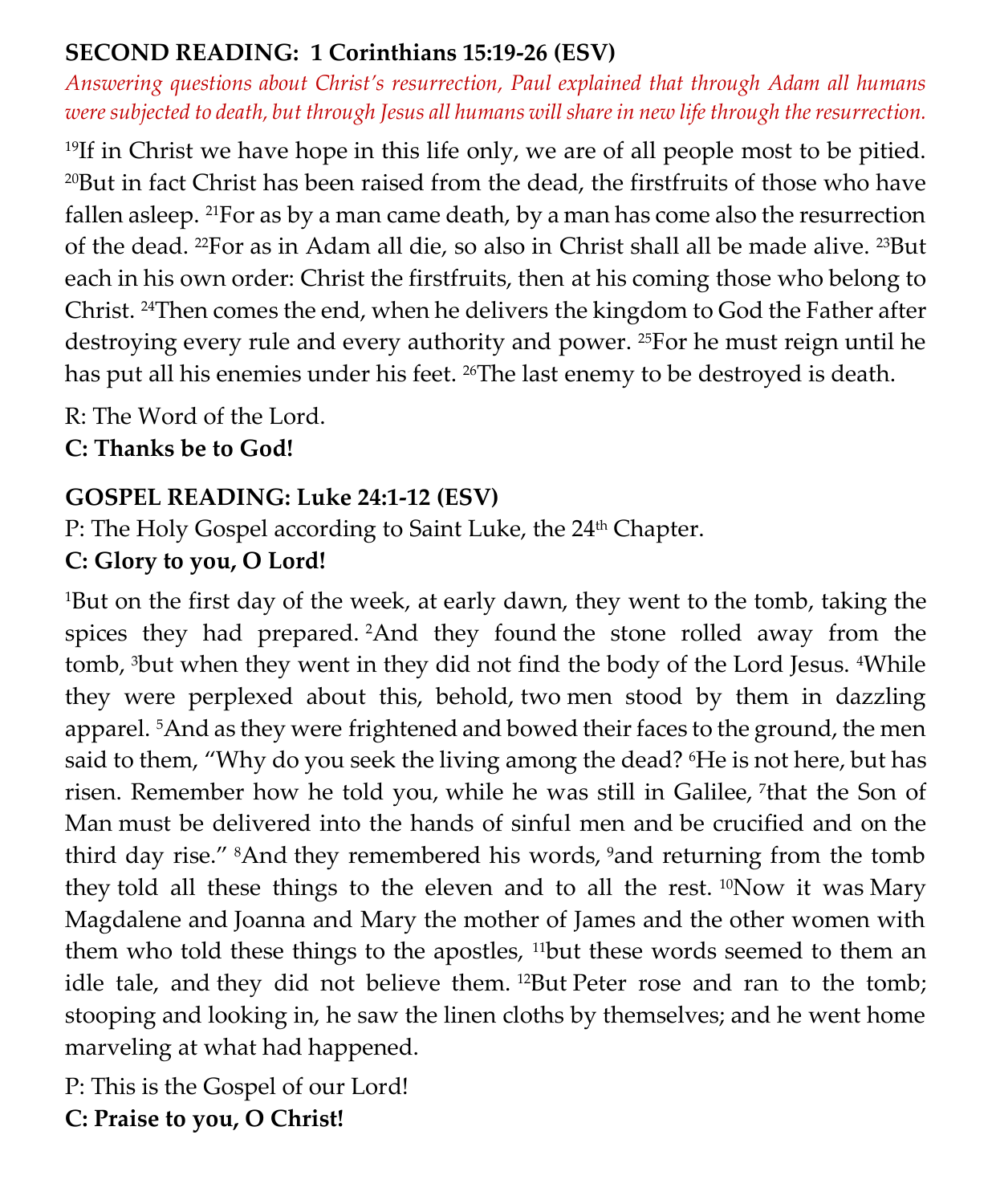**SECOND READING: 1 Corinthians 15:19-26 (ESV)**

*Answering questions about Christ's resurrection, Paul explained that through Adam all humans were subjected to death, but through Jesus all humans will share in new life through the resurrection.*

[19]If in Christ we have hope in this life only, we are of all people most to be pitied. [20]But in fact Christ has been raised from the dead, the firstfruits of those who have fallen asleep. [21]For as by a man came death, by a man has come also the resurrection of the dead. [22]For as in Adam all die, so also in Christ shall all be made alive. [23]But each in his own order: Christ the firstfruits, then at his coming those who belong to Christ. [24]Then comes the end, when he delivers the kingdom to God the Father after destroying every rule and every authority and power. [25]For he must reign until he has put all his enemies under his feet. [26]The last enemy to be destroyed is death.

R: The Word of the Lord.
**C: Thanks be to God!**

**GOSPEL READING: Luke 24:1-12 (ESV)**

P: The Holy Gospel according to Saint Luke, the 24th Chapter.
**C: Glory to you, O Lord!**

[1]But on the first day of the week, at early dawn, they went to the tomb, taking the spices they had prepared. [2]And they found the stone rolled away from the tomb, [3]but when they went in they did not find the body of the Lord Jesus. [4]While they were perplexed about this, behold, two men stood by them in dazzling apparel. [5]And as they were frightened and bowed their faces to the ground, the men said to them, "Why do you seek the living among the dead? [6]He is not here, but has risen. Remember how he told you, while he was still in Galilee, [7]that the Son of Man must be delivered into the hands of sinful men and be crucified and on the third day rise." [8]And they remembered his words, [9]and returning from the tomb they told all these things to the eleven and to all the rest. [10]Now it was Mary Magdalene and Joanna and Mary the mother of James and the other women with them who told these things to the apostles, [11]but these words seemed to them an idle tale, and they did not believe them. [12]But Peter rose and ran to the tomb; stooping and looking in, he saw the linen cloths by themselves; and he went home marveling at what had happened.

P: This is the Gospel of our Lord!
**C: Praise to you, O Christ!**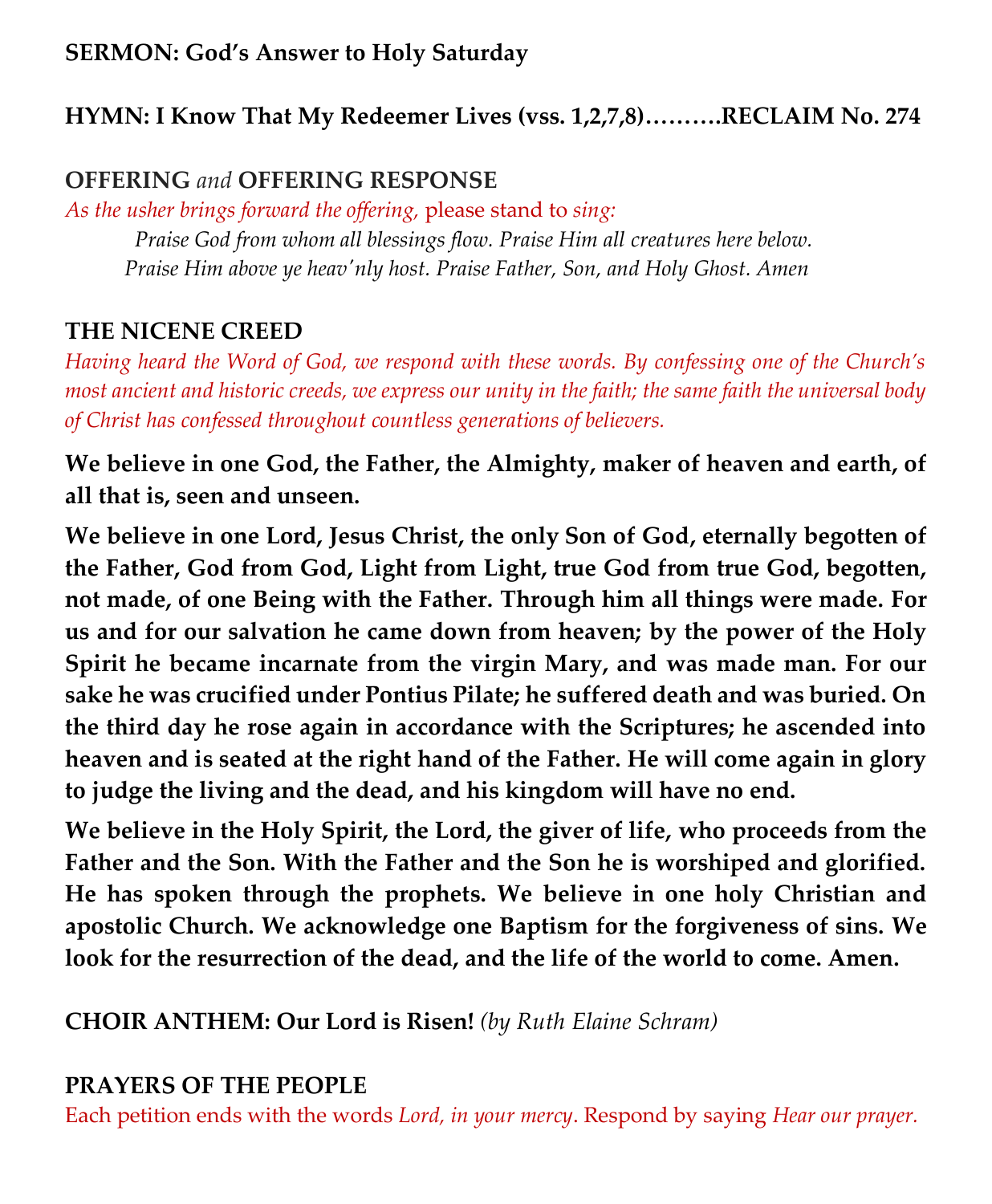**SERMON: God's Answer to Holy Saturday**

**HYMN: I Know That My Redeemer Lives (vss. 1,2,7,8)……….RECLAIM No. 274**

**OFFERING** *and* **OFFERING RESPONSE**

*As the usher brings forward the offering,* please stand to *sing:*

*Praise God from whom all blessings flow. Praise Him all creatures here below.*
*Praise Him above ye heav'nly host. Praise Father, Son, and Holy Ghost. Amen*

**THE NICENE CREED**

*Having heard the Word of God, we respond with these words. By confessing one of the Church's most ancient and historic creeds, we express our unity in the faith; the same faith the universal body of Christ has confessed throughout countless generations of believers.*

**We believe in one God, the Father, the Almighty, maker of heaven and earth, of all that is, seen and unseen.**

**We believe in one Lord, Jesus Christ, the only Son of God, eternally begotten of the Father, God from God, Light from Light, true God from true God, begotten, not made, of one Being with the Father. Through him all things were made. For us and for our salvation he came down from heaven; by the power of the Holy Spirit he became incarnate from the virgin Mary, and was made man. For our sake he was crucified under Pontius Pilate; he suffered death and was buried. On the third day he rose again in accordance with the Scriptures; he ascended into heaven and is seated at the right hand of the Father. He will come again in glory to judge the living and the dead, and his kingdom will have no end.**

**We believe in the Holy Spirit, the Lord, the giver of life, who proceeds from the Father and the Son. With the Father and the Son he is worshiped and glorified. He has spoken through the prophets. We believe in one holy Christian and apostolic Church. We acknowledge one Baptism for the forgiveness of sins. We look for the resurrection of the dead, and the life of the world to come. Amen.**

**CHOIR ANTHEM: Our Lord is Risen!** *(by Ruth Elaine Schram)*

**PRAYERS OF THE PEOPLE**

Each petition ends with the words *Lord, in your mercy*. Respond by saying *Hear our prayer.*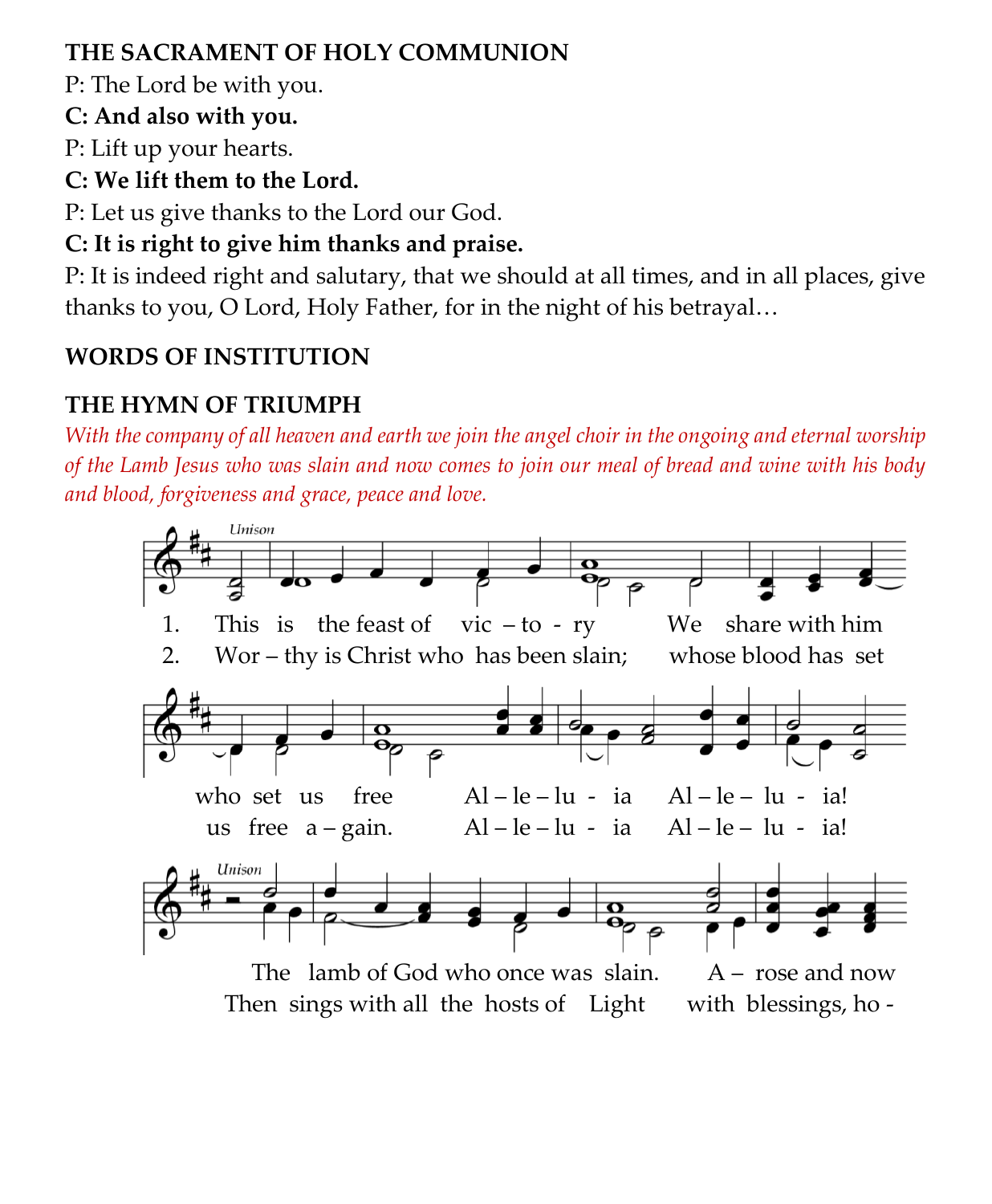**THE SACRAMENT OF HOLY COMMUNION**

P: The Lord be with you.

**C: And also with you.**

P: Lift up your hearts.

**C: We lift them to the Lord.**

P: Let us give thanks to the Lord our God.

**C: It is right to give him thanks and praise.**

P: It is indeed right and salutary, that we should at all times, and in all places, give thanks to you, O Lord, Holy Father, for in the night of his betrayal…

**WORDS OF INSTITUTION**

**THE HYMN OF TRIUMPH**

*With the company of all heaven and earth we join the angel choir in the ongoing and eternal worship of the Lamb Jesus who was slain and now comes to join our meal of bread and wine with his body and blood, forgiveness and grace, peace and love.*

Unison

1. This is the feast of vic – to - ry We share with him who set us free Al – le – lu - ia Al – le – lu - ia!
2. Wor – thy is Christ who has been slain; whose blood has set us free a – gain. Al – le – lu - ia Al – le – lu - ia!

Unison

The lamb of God who once was slain. A – rose and now

Then sings with all the hosts of Light with blessings, ho -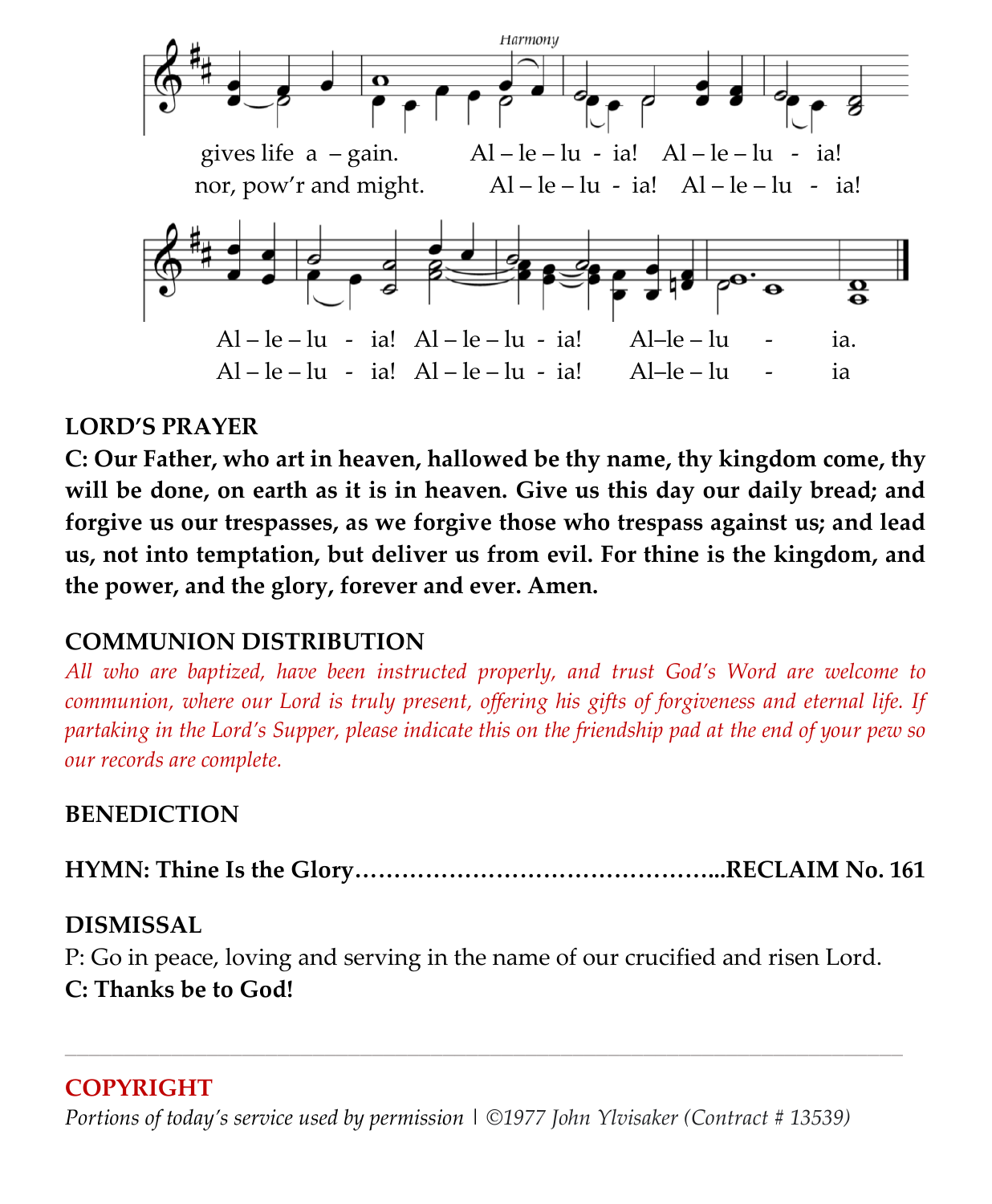Harmony

gives life a – gain. Al – le – lu - ia! Al – le – lu - ia!
nor, pow'r and might. Al – le – lu - ia! Al – le – lu - ia!

Al – le – lu - ia! Al – le – lu - ia! Al–le – lu - ia.
Al – le – lu - ia! Al – le – lu - ia! Al–le – lu - ia

**LORD'S PRAYER**

**C: Our Father, who art in heaven, hallowed be thy name, thy kingdom come, thy will be done, on earth as it is in heaven. Give us this day our daily bread; and forgive us our trespasses, as we forgive those who trespass against us; and lead us, not into temptation, but deliver us from evil. For thine is the kingdom, and the power, and the glory, forever and ever. Amen.**

**COMMUNION DISTRIBUTION**

*All who are baptized, have been instructed properly, and trust God's Word are welcome to communion, where our Lord is truly present, offering his gifts of forgiveness and eternal life. If partaking in the Lord's Supper, please indicate this on the friendship pad at the end of your pew so our records are complete.*

**BENEDICTION**

**HYMN: Thine Is the Glory………………………………………...RECLAIM No. 161**

**DISMISSAL**

P: Go in peace, loving and serving in the name of our crucified and risen Lord.
**C: Thanks be to God!**

---

**COPYRIGHT**

*Portions of today's service used by permission | ©1977 John Ylvisaker (Contract # 13539)*